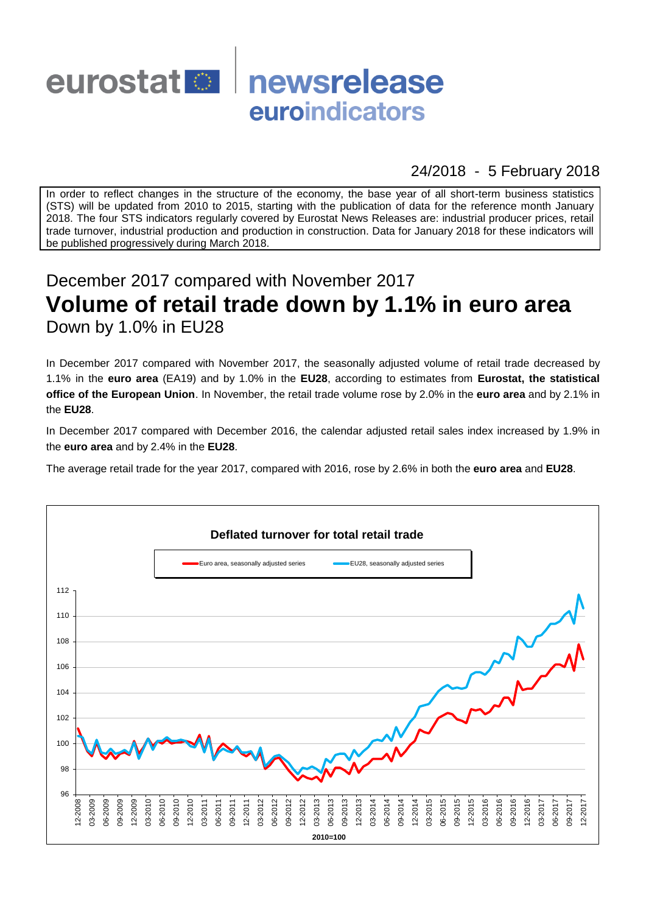eurostat newsrelease euroindicators

24/2018 - 5 February 2018

In order to reflect changes in the structure of the economy, the base year of all short-term business statistics (STS) will be updated from 2010 to 2015, starting with the publication of data for the reference month January 2018. The four STS indicators regularly covered by Eurostat News Releases are: industrial producer prices, retail trade turnover, industrial production and production in construction. Data for January 2018 for these indicators will be published progressively during March 2018.

## December 2017 compared with November 2017

# Volume of retail trade down by 1.1% in euro area

## Down by 1.0% in EU28

In December 2017 compared with November 2017, the seasonally adjusted volume of retail trade decreased by 1.1% in the **euro area** (EA19) and by 1.0% in the **EU28**, according to estimates from **Eurostat, the statistical office of the European Union**. In November, the retail trade volume rose by 2.0% in the **euro area** and by 2.1% in the **EU28**.

In December 2017 compared with December 2016, the calendar adjusted retail sales index increased by 1.9% in the **euro area** and by 2.4% in the **EU28**.

The average retail trade for the year 2017, compared with 2016, rose by 2.6% in both the **euro area** and **EU28**.

**Deflated turnover for total retail trade**

Euro area, seasonally adjusted series — EU28, seasonally adjusted series

2010=100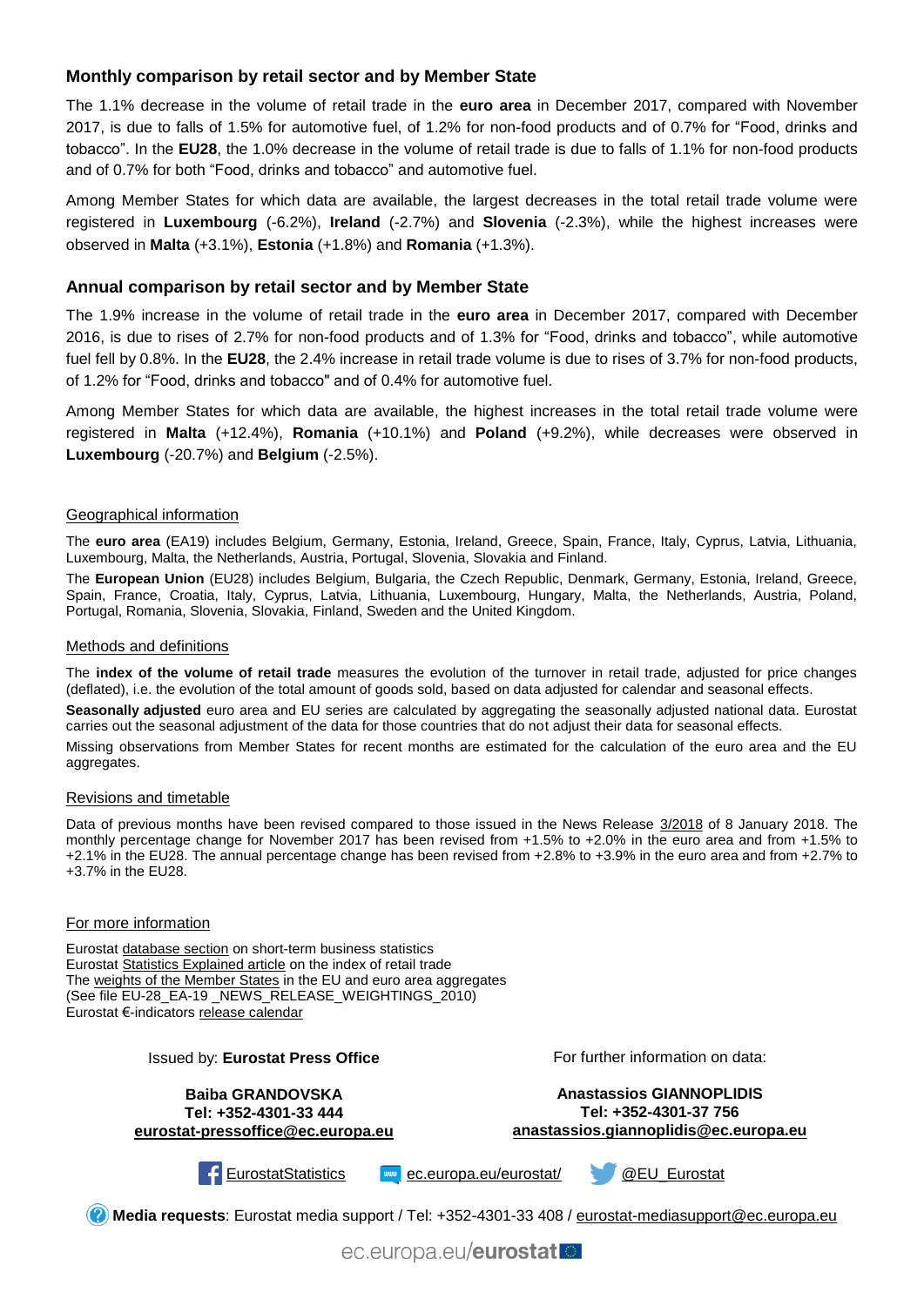## Monthly comparison by retail sector and by Member State

The 1.1% decrease in the volume of retail trade in the **euro area** in December 2017, compared with November 2017, is due to falls of 1.5% for automotive fuel, of 1.2% for non-food products and of 0.7% for "Food, drinks and tobacco". In the **EU28**, the 1.0% decrease in the volume of retail trade is due to falls of 1.1% for non-food products and of 0.7% for both "Food, drinks and tobacco" and automotive fuel.

Among Member States for which data are available, the largest decreases in the total retail trade volume were registered in **Luxembourg** (-6.2%), **Ireland** (-2.7%) and **Slovenia** (-2.3%), while the highest increases were observed in **Malta** (+3.1%), **Estonia** (+1.8%) and **Romania** (+1.3%).

## Annual comparison by retail sector and by Member State

The 1.9% increase in the volume of retail trade in the **euro area** in December 2017, compared with December 2016, is due to rises of 2.7% for non-food products and of 1.3% for "Food, drinks and tobacco", while automotive fuel fell by 0.8%. In the **EU28**, the 2.4% increase in retail trade volume is due to rises of 3.7% for non-food products, of 1.2% for "Food, drinks and tobacco" and of 0.4% for automotive fuel.

Among Member States for which data are available, the highest increases in the total retail trade volume were registered in **Malta** (+12.4%), **Romania** (+10.1%) and **Poland** (+9.2%), while decreases were observed in **Luxembourg** (-20.7%) and **Belgium** (-2.5%).

### Geographical information

The **euro area** (EA19) includes Belgium, Germany, Estonia, Ireland, Greece, Spain, France, Italy, Cyprus, Latvia, Lithuania, Luxembourg, Malta, the Netherlands, Austria, Portugal, Slovenia, Slovakia and Finland.

The **European Union** (EU28) includes Belgium, Bulgaria, the Czech Republic, Denmark, Germany, Estonia, Ireland, Greece, Spain, France, Croatia, Italy, Cyprus, Latvia, Lithuania, Luxembourg, Hungary, Malta, the Netherlands, Austria, Poland, Portugal, Romania, Slovenia, Slovakia, Finland, Sweden and the United Kingdom.

### Methods and definitions

The **index of the volume of retail trade** measures the evolution of the turnover in retail trade, adjusted for price changes (deflated), i.e. the evolution of the total amount of goods sold, based on data adjusted for calendar and seasonal effects.

**Seasonally adjusted** euro area and EU series are calculated by aggregating the seasonally adjusted national data. Eurostat carries out the seasonal adjustment of the data for those countries that do not adjust their data for seasonal effects.

Missing observations from Member States for recent months are estimated for the calculation of the euro area and the EU aggregates.

### Revisions and timetable

Data of previous months have been revised compared to those issued in the News Release 3/2018 of 8 January 2018. The monthly percentage change for November 2017 has been revised from +1.5% to +2.0% in the euro area and from +1.5% to +2.1% in the EU28. The annual percentage change has been revised from +2.8% to +3.9% in the euro area and from +2.7% to +3.7% in the EU28.

### For more information

Eurostat database section on short-term business statistics
Eurostat Statistics Explained article on the index of retail trade
The weights of the Member States in the EU and euro area aggregates
(See file EU-28_EA-19 _NEWS_RELEASE_WEIGHTINGS_2010)
Eurostat €-indicators release calendar

Issued by: **Eurostat Press Office**

**Baiba GRANDOVSKA**
**Tel: +352-4301-33 444**
**eurostat-pressoffice@ec.europa.eu**

For further information on data:

**Anastassios GIANNOPLIDIS**
**Tel: +352-4301-37 756**
**anastassios.giannoplidis@ec.europa.eu**

EurostatStatistics ec.europa.eu/eurostat/ @EU_Eurostat

**Media requests**: Eurostat media support / Tel: +352-4301-33 408 / eurostat-mediasupport@ec.europa.eu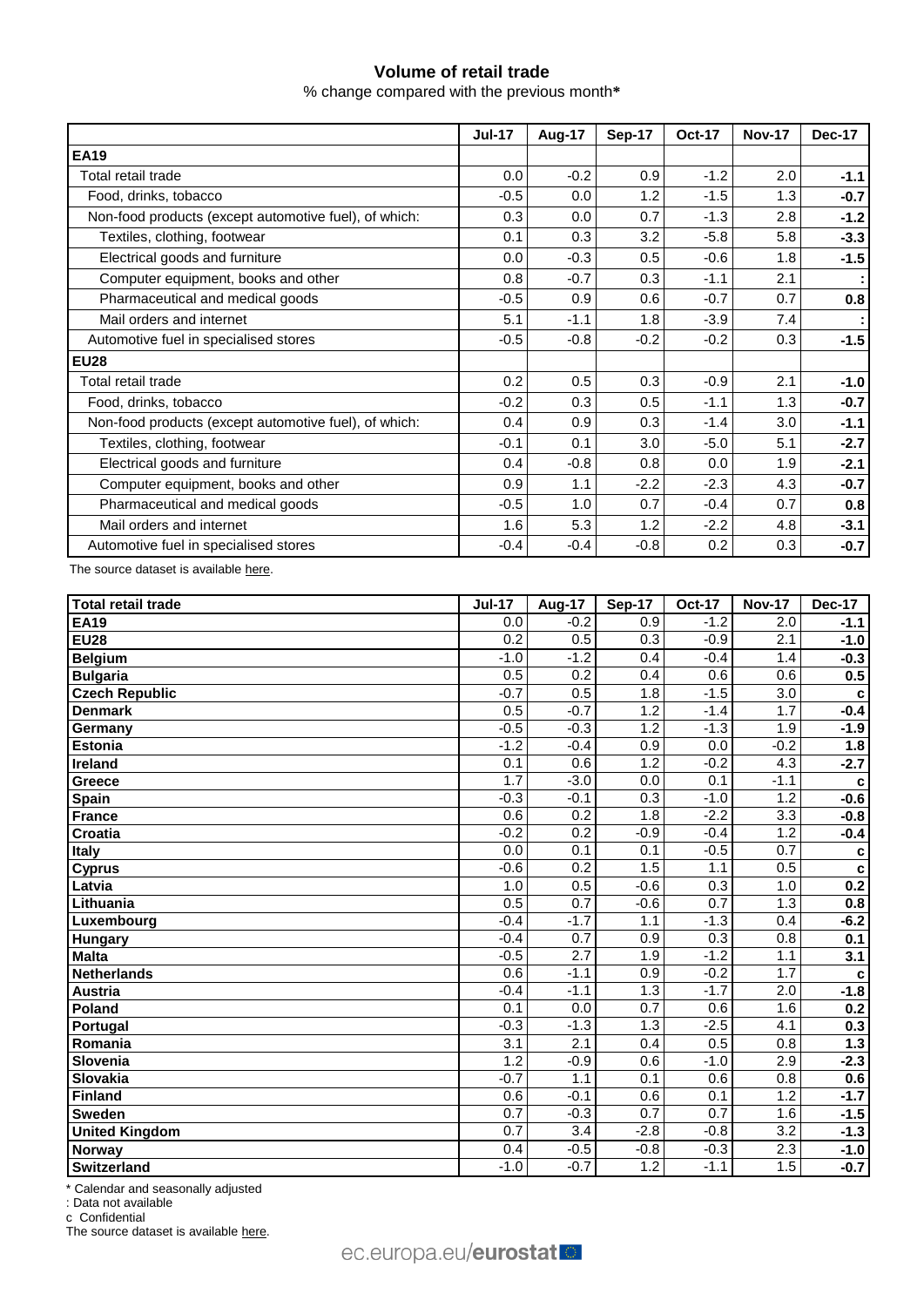## Volume of retail trade

% change compared with the previous month*

| | Jul-17 | Aug-17 | Sep-17 | Oct-17 | Nov-17 | Dec-17 |
|---|---|---|---|---|---|---|
| **EA19** | | | | | | |
| Total retail trade | 0.0 | -0.2 | 0.9 | -1.2 | 2.0 | **-1.1** |
| Food, drinks, tobacco | -0.5 | 0.0 | 1.2 | -1.5 | 1.3 | **-0.7** |
| Non-food products (except automotive fuel), of which: | 0.3 | 0.0 | 0.7 | -1.3 | 2.8 | **-1.2** |
| Textiles, clothing, footwear | 0.1 | 0.3 | 3.2 | -5.8 | 5.8 | **-3.3** |
| Electrical goods and furniture | 0.0 | -0.3 | 0.5 | -0.6 | 1.8 | **-1.5** |
| Computer equipment, books and other | 0.8 | -0.7 | 0.3 | -1.1 | 2.1 | **:** |
| Pharmaceutical and medical goods | -0.5 | 0.9 | 0.6 | -0.7 | 0.7 | **0.8** |
| Mail orders and internet | 5.1 | -1.1 | 1.8 | -3.9 | 7.4 | **:** |
| Automotive fuel in specialised stores | -0.5 | -0.8 | -0.2 | -0.2 | 0.3 | **-1.5** |
| **EU28** | | | | | | |
| Total retail trade | 0.2 | 0.5 | 0.3 | -0.9 | 2.1 | **-1.0** |
| Food, drinks, tobacco | -0.2 | 0.3 | 0.5 | -1.1 | 1.3 | **-0.7** |
| Non-food products (except automotive fuel), of which: | 0.4 | 0.9 | 0.3 | -1.4 | 3.0 | **-1.1** |
| Textiles, clothing, footwear | -0.1 | 0.1 | 3.0 | -5.0 | 5.1 | **-2.7** |
| Electrical goods and furniture | 0.4 | -0.8 | 0.8 | 0.0 | 1.9 | **-2.1** |
| Computer equipment, books and other | 0.9 | 1.1 | -2.2 | -2.3 | 4.3 | **-0.7** |
| Pharmaceutical and medical goods | -0.5 | 1.0 | 0.7 | -0.4 | 0.7 | **0.8** |
| Mail orders and internet | 1.6 | 5.3 | 1.2 | -2.2 | 4.8 | **-3.1** |
| Automotive fuel in specialised stores | -0.4 | -0.4 | -0.8 | 0.2 | 0.3 | **-0.7** |

The source dataset is available here.

| **Total retail trade** | Jul-17 | Aug-17 | Sep-17 | Oct-17 | Nov-17 | Dec-17 |
|---|---|---|---|---|---|---|
| **EA19** | 0.0 | -0.2 | 0.9 | -1.2 | 2.0 | **-1.1** |
| **EU28** | 0.2 | 0.5 | 0.3 | -0.9 | 2.1 | **-1.0** |
| **Belgium** | -1.0 | -1.2 | 0.4 | -0.4 | 1.4 | **-0.3** |
| **Bulgaria** | 0.5 | 0.2 | 0.4 | 0.6 | 0.6 | **0.5** |
| **Czech Republic** | -0.7 | 0.5 | 1.8 | -1.5 | 3.0 | **c** |
| **Denmark** | 0.5 | -0.7 | 1.2 | -1.4 | 1.7 | **-0.4** |
| **Germany** | -0.5 | -0.3 | 1.2 | -1.3 | 1.9 | **-1.9** |
| **Estonia** | -1.2 | -0.4 | 0.9 | 0.0 | -0.2 | **1.8** |
| **Ireland** | 0.1 | 0.6 | 1.2 | -0.2 | 4.3 | **-2.7** |
| **Greece** | 1.7 | -3.0 | 0.0 | 0.1 | -1.1 | **c** |
| **Spain** | -0.3 | -0.1 | 0.3 | -1.0 | 1.2 | **-0.6** |
| **France** | 0.6 | 0.2 | 1.8 | -2.2 | 3.3 | **-0.8** |
| **Croatia** | -0.2 | 0.2 | -0.9 | -0.4 | 1.2 | **-0.4** |
| **Italy** | 0.0 | 0.1 | 0.1 | -0.5 | 0.7 | **c** |
| **Cyprus** | -0.6 | 0.2 | 1.5 | 1.1 | 0.5 | **c** |
| **Latvia** | 1.0 | 0.5 | -0.6 | 0.3 | 1.0 | **0.2** |
| **Lithuania** | 0.5 | 0.7 | -0.6 | 0.7 | 1.3 | **0.8** |
| **Luxembourg** | -0.4 | -1.7 | 1.1 | -1.3 | 0.4 | **-6.2** |
| **Hungary** | -0.4 | 0.7 | 0.9 | 0.3 | 0.8 | **0.1** |
| **Malta** | -0.5 | 2.7 | 1.9 | -1.2 | 1.1 | **3.1** |
| **Netherlands** | 0.6 | -1.1 | 0.9 | -0.2 | 1.7 | **c** |
| **Austria** | -0.4 | -1.1 | 1.3 | -1.7 | 2.0 | **-1.8** |
| **Poland** | 0.1 | 0.0 | 0.7 | 0.6 | 1.6 | **0.2** |
| **Portugal** | -0.3 | -1.3 | 1.3 | -2.5 | 4.1 | **0.3** |
| **Romania** | 3.1 | 2.1 | 0.4 | 0.5 | 0.8 | **1.3** |
| **Slovenia** | 1.2 | -0.9 | 0.6 | -1.0 | 2.9 | **-2.3** |
| **Slovakia** | -0.7 | 1.1 | 0.1 | 0.6 | 0.8 | **0.6** |
| **Finland** | 0.6 | -0.1 | 0.6 | 0.1 | 1.2 | **-1.7** |
| **Sweden** | 0.7 | -0.3 | 0.7 | 0.7 | 1.6 | **-1.5** |
| **United Kingdom** | 0.7 | 3.4 | -2.8 | -0.8 | 3.2 | **-1.3** |
| **Norway** | 0.4 | -0.5 | -0.8 | -0.3 | 2.3 | **-1.0** |
| **Switzerland** | -1.0 | -0.7 | 1.2 | -1.1 | 1.5 | **-0.7** |

\* Calendar and seasonally adjusted

: Data not available

c Confidential

The source dataset is available here.

ec.europa.eu/eurostat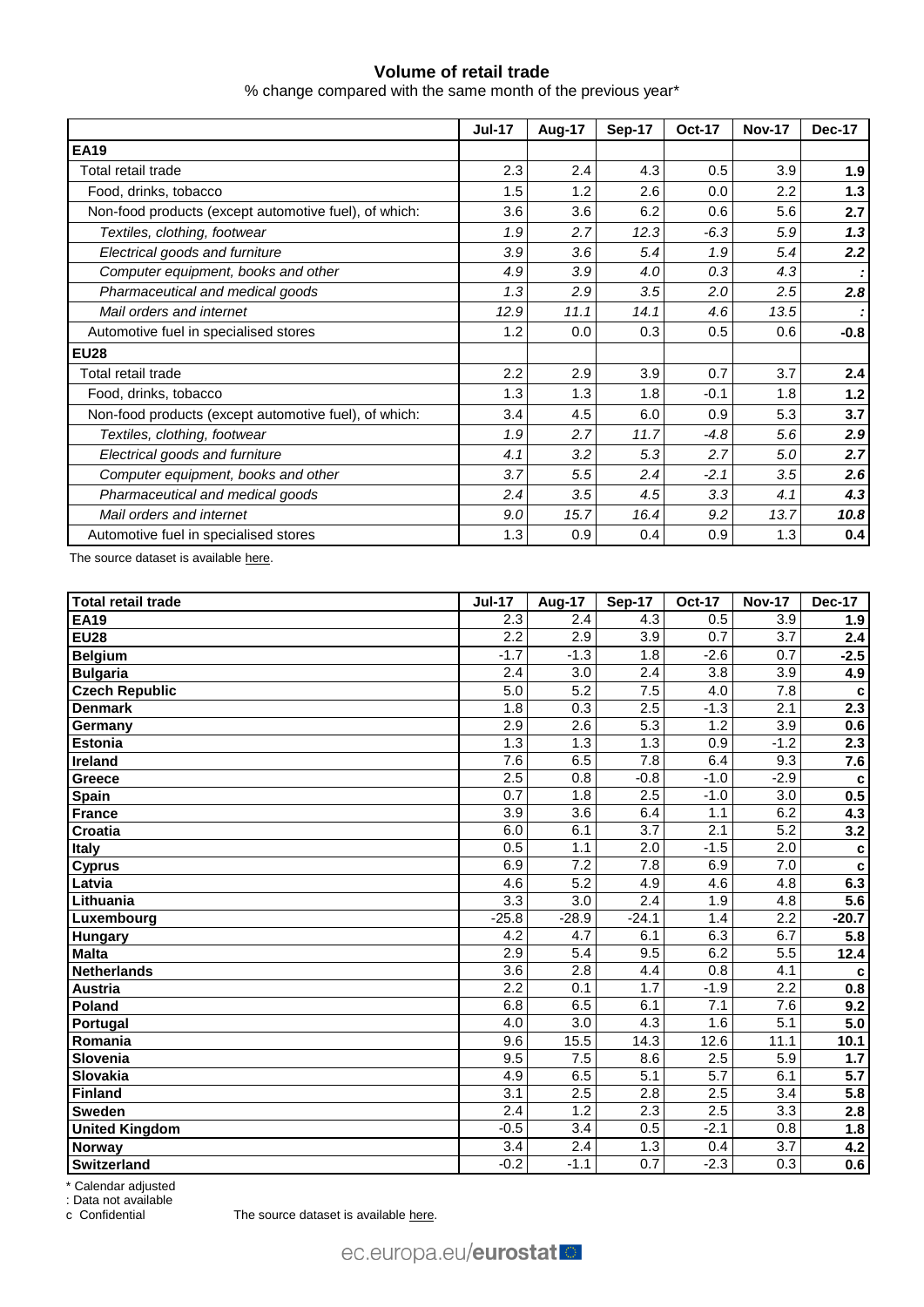## Volume of retail trade

% change compared with the same month of the previous year*

| | Jul-17 | Aug-17 | Sep-17 | Oct-17 | Nov-17 | Dec-17 |
|---|---|---|---|---|---|---|
| **EA19** | | | | | | |
| Total retail trade | 2.3 | 2.4 | 4.3 | 0.5 | 3.9 | **1.9** |
| Food, drinks, tobacco | 1.5 | 1.2 | 2.6 | 0.0 | 2.2 | **1.3** |
| Non-food products (except automotive fuel), of which: | 3.6 | 3.6 | 6.2 | 0.6 | 5.6 | **2.7** |
| *Textiles, clothing, footwear* | *1.9* | *2.7* | *12.3* | *-6.3* | *5.9* | ***1.3*** |
| *Electrical goods and furniture* | *3.9* | *3.6* | *5.4* | *1.9* | *5.4* | ***2.2*** |
| *Computer equipment, books and other* | *4.9* | *3.9* | *4.0* | *0.3* | *4.3* | ***:*** |
| *Pharmaceutical and medical goods* | *1.3* | *2.9* | *3.5* | *2.0* | *2.5* | ***2.8*** |
| *Mail orders and internet* | *12.9* | *11.1* | *14.1* | *4.6* | *13.5* | ***:*** |
| Automotive fuel in specialised stores | 1.2 | 0.0 | 0.3 | 0.5 | 0.6 | **-0.8** |
| **EU28** | | | | | | |
| Total retail trade | 2.2 | 2.9 | 3.9 | 0.7 | 3.7 | **2.4** |
| Food, drinks, tobacco | 1.3 | 1.3 | 1.8 | -0.1 | 1.8 | **1.2** |
| Non-food products (except automotive fuel), of which: | 3.4 | 4.5 | 6.0 | 0.9 | 5.3 | **3.7** |
| *Textiles, clothing, footwear* | *1.9* | *2.7* | *11.7* | *-4.8* | *5.6* | ***2.9*** |
| *Electrical goods and furniture* | *4.1* | *3.2* | *5.3* | *2.7* | *5.0* | ***2.7*** |
| *Computer equipment, books and other* | *3.7* | *5.5* | *2.4* | *-2.1* | *3.5* | ***2.6*** |
| *Pharmaceutical and medical goods* | *2.4* | *3.5* | *4.5* | *3.3* | *4.1* | ***4.3*** |
| *Mail orders and internet* | *9.0* | *15.7* | *16.4* | *9.2* | *13.7* | ***10.8*** |
| Automotive fuel in specialised stores | 1.3 | 0.9 | 0.4 | 0.9 | 1.3 | **0.4** |

The source dataset is available here.

| **Total retail trade** | **Jul-17** | **Aug-17** | **Sep-17** | **Oct-17** | **Nov-17** | **Dec-17** |
|---|---|---|---|---|---|---|
| **EA19** | 2.3 | 2.4 | 4.3 | 0.5 | 3.9 | **1.9** |
| **EU28** | 2.2 | 2.9 | 3.9 | 0.7 | 3.7 | **2.4** |
| **Belgium** | -1.7 | -1.3 | 1.8 | -2.6 | 0.7 | **-2.5** |
| **Bulgaria** | 2.4 | 3.0 | 2.4 | 3.8 | 3.9 | **4.9** |
| **Czech Republic** | 5.0 | 5.2 | 7.5 | 4.0 | 7.8 | **c** |
| **Denmark** | 1.8 | 0.3 | 2.5 | -1.3 | 2.1 | **2.3** |
| **Germany** | 2.9 | 2.6 | 5.3 | 1.2 | 3.9 | **0.6** |
| **Estonia** | 1.3 | 1.3 | 1.3 | 0.9 | -1.2 | **2.3** |
| **Ireland** | 7.6 | 6.5 | 7.8 | 6.4 | 9.3 | **7.6** |
| **Greece** | 2.5 | 0.8 | -0.8 | -1.0 | -2.9 | **c** |
| **Spain** | 0.7 | 1.8 | 2.5 | -1.0 | 3.0 | **0.5** |
| **France** | 3.9 | 3.6 | 6.4 | 1.1 | 6.2 | **4.3** |
| **Croatia** | 6.0 | 6.1 | 3.7 | 2.1 | 5.2 | **3.2** |
| **Italy** | 0.5 | 1.1 | 2.0 | -1.5 | 2.0 | **c** |
| **Cyprus** | 6.9 | 7.2 | 7.8 | 6.9 | 7.0 | **c** |
| **Latvia** | 4.6 | 5.2 | 4.9 | 4.6 | 4.8 | **6.3** |
| **Lithuania** | 3.3 | 3.0 | 2.4 | 1.9 | 4.8 | **5.6** |
| **Luxembourg** | -25.8 | -28.9 | -24.1 | 1.4 | 2.2 | **-20.7** |
| **Hungary** | 4.2 | 4.7 | 6.1 | 6.3 | 6.7 | **5.8** |
| **Malta** | 2.9 | 5.4 | 9.5 | 6.2 | 5.5 | **12.4** |
| **Netherlands** | 3.6 | 2.8 | 4.4 | 0.8 | 4.1 | **c** |
| **Austria** | 2.2 | 0.1 | 1.7 | -1.9 | 2.2 | **0.8** |
| **Poland** | 6.8 | 6.5 | 6.1 | 7.1 | 7.6 | **9.2** |
| **Portugal** | 4.0 | 3.0 | 4.3 | 1.6 | 5.1 | **5.0** |
| **Romania** | 9.6 | 15.5 | 14.3 | 12.6 | 11.1 | **10.1** |
| **Slovenia** | 9.5 | 7.5 | 8.6 | 2.5 | 5.9 | **1.7** |
| **Slovakia** | 4.9 | 6.5 | 5.1 | 5.7 | 6.1 | **5.7** |
| **Finland** | 3.1 | 2.5 | 2.8 | 2.5 | 3.4 | **5.8** |
| **Sweden** | 2.4 | 1.2 | 2.3 | 2.5 | 3.3 | **2.8** |
| **United Kingdom** | -0.5 | 3.4 | 0.5 | -2.1 | 0.8 | **1.8** |
| **Norway** | 3.4 | 2.4 | 1.3 | 0.4 | 3.7 | **4.2** |
| **Switzerland** | -0.2 | -1.1 | 0.7 | -2.3 | 0.3 | **0.6** |

\* Calendar adjusted

: Data not available

c Confidential

The source dataset is available here.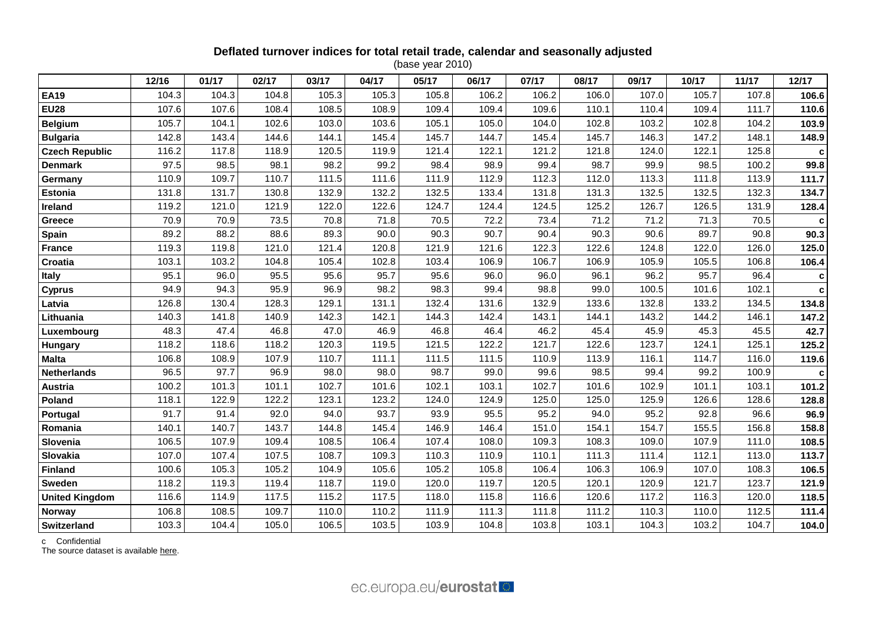**Deflated turnover indices for total retail trade, calendar and seasonally adjusted**

(base year 2010)

| | 12/16 | 01/17 | 02/17 | 03/17 | 04/17 | 05/17 | 06/17 | 07/17 | 08/17 | 09/17 | 10/17 | 11/17 | 12/17 |
|---|---|---|---|---|---|---|---|---|---|---|---|---|---|
| **EA19** | 104.3 | 104.3 | 104.8 | 105.3 | 105.3 | 105.8 | 106.2 | 106.2 | 106.0 | 107.0 | 105.7 | 107.8 | **106.6** |
| **EU28** | 107.6 | 107.6 | 108.4 | 108.5 | 108.9 | 109.4 | 109.4 | 109.6 | 110.1 | 110.4 | 109.4 | 111.7 | **110.6** |
| **Belgium** | 105.7 | 104.1 | 102.6 | 103.0 | 103.6 | 105.1 | 105.0 | 104.0 | 102.8 | 103.2 | 102.8 | 104.2 | **103.9** |
| **Bulgaria** | 142.8 | 143.4 | 144.6 | 144.1 | 145.4 | 145.7 | 144.7 | 145.4 | 145.7 | 146.3 | 147.2 | 148.1 | **148.9** |
| **Czech Republic** | 116.2 | 117.8 | 118.9 | 120.5 | 119.9 | 121.4 | 122.1 | 121.2 | 121.8 | 124.0 | 122.1 | 125.8 | **c** |
| **Denmark** | 97.5 | 98.5 | 98.1 | 98.2 | 99.2 | 98.4 | 98.9 | 99.4 | 98.7 | 99.9 | 98.5 | 100.2 | **99.8** |
| **Germany** | 110.9 | 109.7 | 110.7 | 111.5 | 111.6 | 111.9 | 112.9 | 112.3 | 112.0 | 113.3 | 111.8 | 113.9 | **111.7** |
| **Estonia** | 131.8 | 131.7 | 130.8 | 132.9 | 132.2 | 132.5 | 133.4 | 131.8 | 131.3 | 132.5 | 132.5 | 132.3 | **134.7** |
| **Ireland** | 119.2 | 121.0 | 121.9 | 122.0 | 122.6 | 124.7 | 124.4 | 124.5 | 125.2 | 126.7 | 126.5 | 131.9 | **128.4** |
| **Greece** | 70.9 | 70.9 | 73.5 | 70.8 | 71.8 | 70.5 | 72.2 | 73.4 | 71.2 | 71.2 | 71.3 | 70.5 | **c** |
| **Spain** | 89.2 | 88.2 | 88.6 | 89.3 | 90.0 | 90.3 | 90.7 | 90.4 | 90.3 | 90.6 | 89.7 | 90.8 | **90.3** |
| **France** | 119.3 | 119.8 | 121.0 | 121.4 | 120.8 | 121.9 | 121.6 | 122.3 | 122.6 | 124.8 | 122.0 | 126.0 | **125.0** |
| **Croatia** | 103.1 | 103.2 | 104.8 | 105.4 | 102.8 | 103.4 | 106.9 | 106.7 | 106.9 | 105.9 | 105.5 | 106.8 | **106.4** |
| **Italy** | 95.1 | 96.0 | 95.5 | 95.6 | 95.7 | 95.6 | 96.0 | 96.0 | 96.1 | 96.2 | 95.7 | 96.4 | **c** |
| **Cyprus** | 94.9 | 94.3 | 95.9 | 96.9 | 98.2 | 98.3 | 99.4 | 98.8 | 99.0 | 100.5 | 101.6 | 102.1 | **c** |
| **Latvia** | 126.8 | 130.4 | 128.3 | 129.1 | 131.1 | 132.4 | 131.6 | 132.9 | 133.6 | 132.8 | 133.2 | 134.5 | **134.8** |
| **Lithuania** | 140.3 | 141.8 | 140.9 | 142.3 | 142.1 | 144.3 | 142.4 | 143.1 | 144.1 | 143.2 | 144.2 | 146.1 | **147.2** |
| **Luxembourg** | 48.3 | 47.4 | 46.8 | 47.0 | 46.9 | 46.8 | 46.4 | 46.2 | 45.4 | 45.9 | 45.3 | 45.5 | **42.7** |
| **Hungary** | 118.2 | 118.6 | 118.2 | 120.3 | 119.5 | 121.5 | 122.2 | 121.7 | 122.6 | 123.7 | 124.1 | 125.1 | **125.2** |
| **Malta** | 106.8 | 108.9 | 107.9 | 110.7 | 111.1 | 111.5 | 111.5 | 110.9 | 113.9 | 116.1 | 114.7 | 116.0 | **119.6** |
| **Netherlands** | 96.5 | 97.7 | 96.9 | 98.0 | 98.0 | 98.7 | 99.0 | 99.6 | 98.5 | 99.4 | 99.2 | 100.9 | **c** |
| **Austria** | 100.2 | 101.3 | 101.1 | 102.7 | 101.6 | 102.1 | 103.1 | 102.7 | 101.6 | 102.9 | 101.1 | 103.1 | **101.2** |
| **Poland** | 118.1 | 122.9 | 122.2 | 123.1 | 123.2 | 124.0 | 124.9 | 125.0 | 125.0 | 125.9 | 126.6 | 128.6 | **128.8** |
| **Portugal** | 91.7 | 91.4 | 92.0 | 94.0 | 93.7 | 93.9 | 95.5 | 95.2 | 94.0 | 95.2 | 92.8 | 96.6 | **96.9** |
| **Romania** | 140.1 | 140.7 | 143.7 | 144.8 | 145.4 | 146.9 | 146.4 | 151.0 | 154.1 | 154.7 | 155.5 | 156.8 | **158.8** |
| **Slovenia** | 106.5 | 107.9 | 109.4 | 108.5 | 106.4 | 107.4 | 108.0 | 109.3 | 108.3 | 109.0 | 107.9 | 111.0 | **108.5** |
| **Slovakia** | 107.0 | 107.4 | 107.5 | 108.7 | 109.3 | 110.3 | 110.9 | 110.1 | 111.3 | 111.4 | 112.1 | 113.0 | **113.7** |
| **Finland** | 100.6 | 105.3 | 105.2 | 104.9 | 105.6 | 105.2 | 105.8 | 106.4 | 106.3 | 106.9 | 107.0 | 108.3 | **106.5** |
| **Sweden** | 118.2 | 119.3 | 119.4 | 118.7 | 119.0 | 120.0 | 119.7 | 120.5 | 120.1 | 120.9 | 121.7 | 123.7 | **121.9** |
| **United Kingdom** | 116.6 | 114.9 | 117.5 | 115.2 | 117.5 | 118.0 | 115.8 | 116.6 | 120.6 | 117.2 | 116.3 | 120.0 | **118.5** |
| **Norway** | 106.8 | 108.5 | 109.7 | 110.0 | 110.2 | 111.9 | 111.3 | 111.8 | 111.2 | 110.3 | 110.0 | 112.5 | **111.4** |
| **Switzerland** | 103.3 | 104.4 | 105.0 | 106.5 | 103.5 | 103.9 | 104.8 | 103.8 | 103.1 | 104.3 | 103.2 | 104.7 | **104.0** |

c Confidential

The source dataset is available here.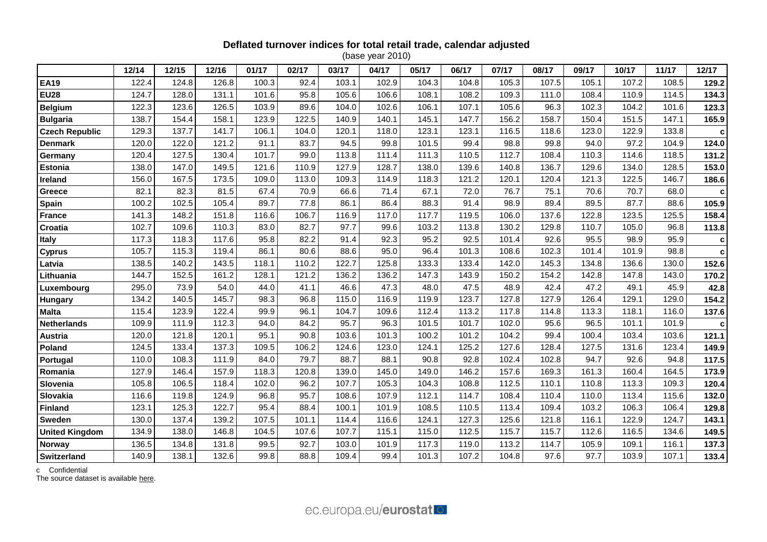**Deflated turnover indices for total retail trade, calendar adjusted**

(base year 2010)

| | 12/14 | 12/15 | 12/16 | 01/17 | 02/17 | 03/17 | 04/17 | 05/17 | 06/17 | 07/17 | 08/17 | 09/17 | 10/17 | 11/17 | 12/17 |
|---|---|---|---|---|---|---|---|---|---|---|---|---|---|---|---|
| **EA19** | 122.4 | 124.8 | 126.8 | 100.3 | 92.4 | 103.1 | 102.9 | 104.3 | 104.8 | 105.3 | 107.5 | 105.1 | 107.2 | 108.5 | **129.2** |
| **EU28** | 124.7 | 128.0 | 131.1 | 101.6 | 95.8 | 105.6 | 106.6 | 108.1 | 108.2 | 109.3 | 111.0 | 108.4 | 110.9 | 114.5 | **134.3** |
| **Belgium** | 122.3 | 123.6 | 126.5 | 103.9 | 89.6 | 104.0 | 102.6 | 106.1 | 107.1 | 105.6 | 96.3 | 102.3 | 104.2 | 101.6 | **123.3** |
| **Bulgaria** | 138.7 | 154.4 | 158.1 | 123.9 | 122.5 | 140.9 | 140.1 | 145.1 | 147.7 | 156.2 | 158.7 | 150.4 | 151.5 | 147.1 | **165.9** |
| **Czech Republic** | 129.3 | 137.7 | 141.7 | 106.1 | 104.0 | 120.1 | 118.0 | 123.1 | 123.1 | 116.5 | 118.6 | 123.0 | 122.9 | 133.8 | **c** |
| **Denmark** | 120.0 | 122.0 | 121.2 | 91.1 | 83.7 | 94.5 | 99.8 | 101.5 | 99.4 | 98.8 | 99.8 | 94.0 | 97.2 | 104.9 | **124.0** |
| **Germany** | 120.4 | 127.5 | 130.4 | 101.7 | 99.0 | 113.8 | 111.4 | 111.3 | 110.5 | 112.7 | 108.4 | 110.3 | 114.6 | 118.5 | **131.2** |
| **Estonia** | 138.0 | 147.0 | 149.5 | 121.6 | 110.9 | 127.9 | 128.7 | 138.0 | 139.6 | 140.8 | 136.7 | 129.6 | 134.0 | 128.5 | **153.0** |
| **Ireland** | 156.0 | 167.5 | 173.5 | 109.0 | 113.0 | 109.3 | 114.9 | 118.3 | 121.2 | 120.1 | 120.4 | 121.3 | 122.5 | 146.7 | **186.6** |
| **Greece** | 82.1 | 82.3 | 81.5 | 67.4 | 70.9 | 66.6 | 71.4 | 67.1 | 72.0 | 76.7 | 75.1 | 70.6 | 70.7 | 68.0 | **c** |
| **Spain** | 100.2 | 102.5 | 105.4 | 89.7 | 77.8 | 86.1 | 86.4 | 88.3 | 91.4 | 98.9 | 89.4 | 89.5 | 87.7 | 88.6 | **105.9** |
| **France** | 141.3 | 148.2 | 151.8 | 116.6 | 106.7 | 116.9 | 117.0 | 117.7 | 119.5 | 106.0 | 137.6 | 122.8 | 123.5 | 125.5 | **158.4** |
| **Croatia** | 102.7 | 109.6 | 110.3 | 83.0 | 82.7 | 97.7 | 99.6 | 103.2 | 113.8 | 130.2 | 129.8 | 110.7 | 105.0 | 96.8 | **113.8** |
| **Italy** | 117.3 | 118.3 | 117.6 | 95.8 | 82.2 | 91.4 | 92.3 | 95.2 | 92.5 | 101.4 | 92.6 | 95.5 | 98.9 | 95.9 | **c** |
| **Cyprus** | 105.7 | 115.3 | 119.4 | 86.1 | 80.6 | 88.6 | 95.0 | 96.4 | 101.3 | 108.6 | 102.3 | 101.4 | 101.9 | 98.8 | **c** |
| **Latvia** | 138.5 | 140.2 | 143.5 | 118.1 | 110.2 | 122.7 | 125.8 | 133.3 | 133.4 | 142.0 | 145.3 | 134.8 | 136.6 | 130.0 | **152.6** |
| **Lithuania** | 144.7 | 152.5 | 161.2 | 128.1 | 121.2 | 136.2 | 136.2 | 147.3 | 143.9 | 150.2 | 154.2 | 142.8 | 147.8 | 143.0 | **170.2** |
| **Luxembourg** | 295.0 | 73.9 | 54.0 | 44.0 | 41.1 | 46.6 | 47.3 | 48.0 | 47.5 | 48.9 | 42.4 | 47.2 | 49.1 | 45.9 | **42.8** |
| **Hungary** | 134.2 | 140.5 | 145.7 | 98.3 | 96.8 | 115.0 | 116.9 | 119.9 | 123.7 | 127.8 | 127.9 | 126.4 | 129.1 | 129.0 | **154.2** |
| **Malta** | 115.4 | 123.9 | 122.4 | 99.9 | 96.1 | 104.7 | 109.6 | 112.4 | 113.2 | 117.8 | 114.8 | 113.3 | 118.1 | 116.0 | **137.6** |
| **Netherlands** | 109.9 | 111.9 | 112.3 | 94.0 | 84.2 | 95.7 | 96.3 | 101.5 | 101.7 | 102.0 | 95.6 | 96.5 | 101.1 | 101.9 | **c** |
| **Austria** | 120.0 | 121.8 | 120.1 | 95.1 | 90.8 | 103.6 | 101.3 | 100.2 | 101.2 | 104.2 | 99.4 | 100.4 | 103.4 | 103.6 | **121.1** |
| **Poland** | 124.5 | 133.4 | 137.3 | 109.5 | 106.2 | 124.6 | 123.0 | 124.1 | 125.2 | 127.6 | 128.4 | 127.5 | 131.6 | 123.4 | **149.9** |
| **Portugal** | 110.0 | 108.3 | 111.9 | 84.0 | 79.7 | 88.7 | 88.1 | 90.8 | 92.8 | 102.4 | 102.8 | 94.7 | 92.6 | 94.8 | **117.5** |
| **Romania** | 127.9 | 146.4 | 157.9 | 118.3 | 120.8 | 139.0 | 145.0 | 149.0 | 146.2 | 157.6 | 169.3 | 161.3 | 160.4 | 164.5 | **173.9** |
| **Slovenia** | 105.8 | 106.5 | 118.4 | 102.0 | 96.2 | 107.7 | 105.3 | 104.3 | 108.8 | 112.5 | 110.1 | 110.8 | 113.3 | 109.3 | **120.4** |
| **Slovakia** | 116.6 | 119.8 | 124.9 | 96.8 | 95.7 | 108.6 | 107.9 | 112.1 | 114.7 | 108.4 | 110.4 | 110.0 | 113.4 | 115.6 | **132.0** |
| **Finland** | 123.1 | 125.3 | 122.7 | 95.4 | 88.4 | 100.1 | 101.9 | 108.5 | 110.5 | 113.4 | 109.4 | 103.2 | 106.3 | 106.4 | **129.8** |
| **Sweden** | 130.0 | 137.4 | 139.2 | 107.5 | 101.1 | 114.4 | 116.6 | 124.1 | 127.3 | 125.6 | 121.8 | 116.1 | 122.9 | 124.7 | **143.1** |
| **United Kingdom** | 134.9 | 138.0 | 146.8 | 104.5 | 107.6 | 107.7 | 115.1 | 115.0 | 112.5 | 115.7 | 115.7 | 112.6 | 116.5 | 134.6 | **149.5** |
| **Norway** | 136.5 | 134.8 | 131.8 | 99.5 | 92.7 | 103.0 | 101.9 | 117.3 | 119.0 | 113.2 | 114.7 | 105.9 | 109.1 | 116.1 | **137.3** |
| **Switzerland** | 140.9 | 138.1 | 132.6 | 99.8 | 88.8 | 109.4 | 99.4 | 101.3 | 107.2 | 104.8 | 97.6 | 97.7 | 103.9 | 107.1 | **133.4** |

c Confidential

The source dataset is available here.

ec.europa.eu/eurostat